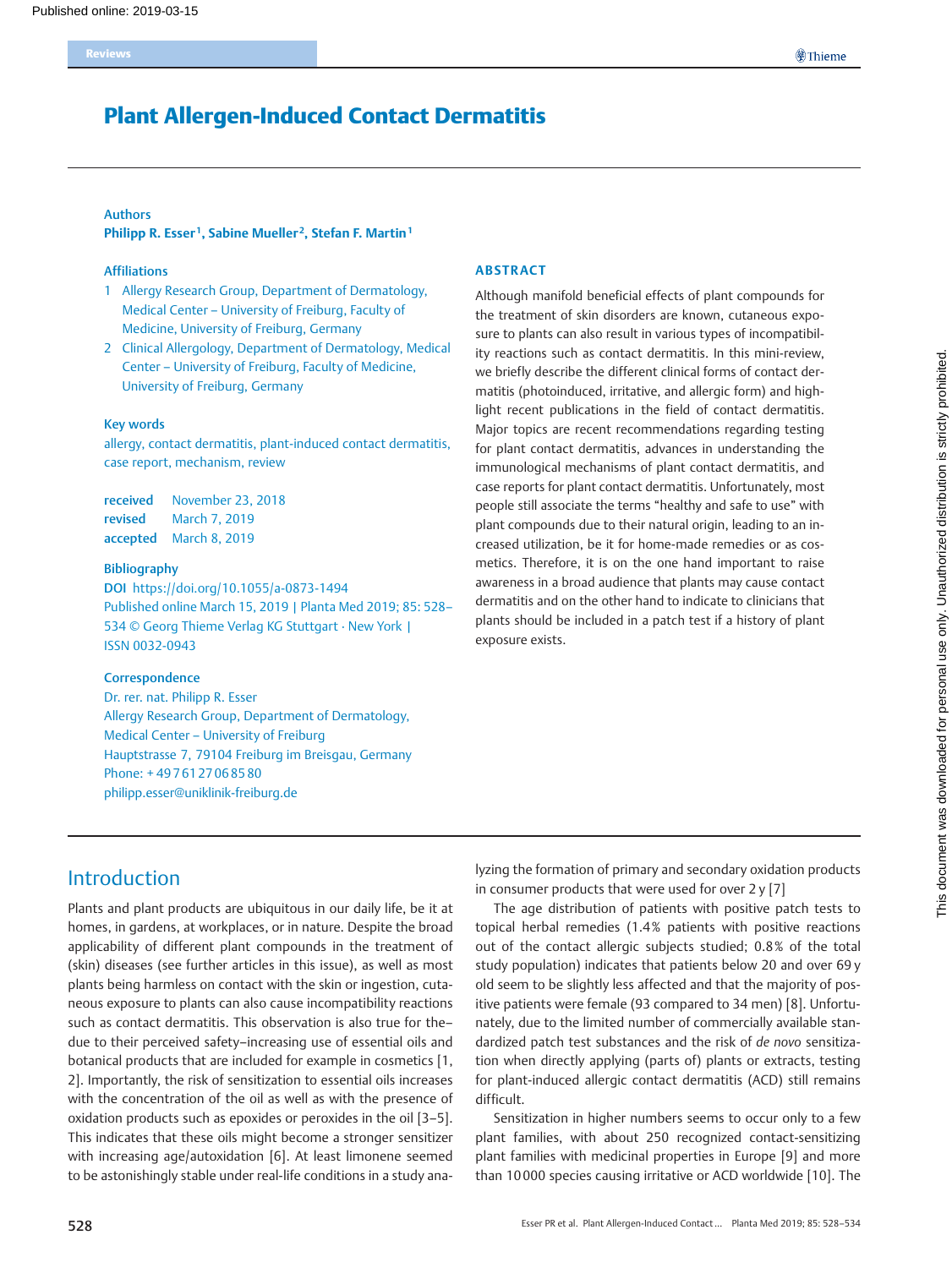Reviews

# Plant Allergen-Induced Contact Dermatitis

**Authors**

**Philipp R. Esser[1], Sabine Mueller[2], Stefan F. Martin[1]**

**Affiliations**

1 Allergy Research Group, Department of Dermatology, Medical Center – University of Freiburg, Faculty of Medicine, University of Freiburg, Germany

2 Clinical Allergology, Department of Dermatology, Medical Center – University of Freiburg, Faculty of Medicine, University of Freiburg, Germany

**Key words**

allergy, contact dermatitis, plant-induced contact dermatitis, case report, mechanism, review

**received** November 23, 2018
**revised** March 7, 2019
**accepted** March 8, 2019

**Bibliography**

**DOI** https://doi.org/10.1055/a-0873-1494
Published online March 15, 2019 | Planta Med 2019; 85: 528–534 © Georg Thieme Verlag KG Stuttgart · New York | ISSN 0032-0943

**Correspondence**

Dr. rer. nat. Philipp R. Esser
Allergy Research Group, Department of Dermatology, Medical Center – University of Freiburg
Hauptstrasse 7, 79104 Freiburg im Breisgau, Germany
Phone: + 49 761 27 06 85 80
philipp.esser@uniklinik-freiburg.de

## ABSTRACT

Although manifold beneficial effects of plant compounds for the treatment of skin disorders are known, cutaneous exposure to plants can also result in various types of incompatibility reactions such as contact dermatitis. In this mini-review, we briefly describe the different clinical forms of contact dermatitis (photoinduced, irritative, and allergic form) and highlight recent publications in the field of contact dermatitis. Major topics are recent recommendations regarding testing for plant contact dermatitis, advances in understanding the immunological mechanisms of plant contact dermatitis, and case reports for plant contact dermatitis. Unfortunately, most people still associate the terms "healthy and safe to use" with plant compounds due to their natural origin, leading to an increased utilization, be it for home-made remedies or as cosmetics. Therefore, it is on the one hand important to raise awareness in a broad audience that plants may cause contact dermatitis and on the other hand to indicate to clinicians that plants should be included in a patch test if a history of plant exposure exists.

## Introduction

Plants and plant products are ubiquitous in our daily life, be it at homes, in gardens, at workplaces, or in nature. Despite the broad applicability of different plant compounds in the treatment of (skin) diseases (see further articles in this issue), as well as most plants being harmless on contact with the skin or ingestion, cutaneous exposure to plants can also cause incompatibility reactions such as contact dermatitis. This observation is also true for the– due to their perceived safety–increasing use of essential oils and botanical products that are included for example in cosmetics [1, 2]. Importantly, the risk of sensitization to essential oils increases with the concentration of the oil as well as with the presence of oxidation products such as epoxides or peroxides in the oil [3–5]. This indicates that these oils might become a stronger sensitizer with increasing age/autoxidation [6]. At least limonene seemed to be astonishingly stable under real-life conditions in a study analyzing the formation of primary and secondary oxidation products in consumer products that were used for over 2 y [7]

The age distribution of patients with positive patch tests to topical herbal remedies (1.4% patients with positive reactions out of the contact allergic subjects studied; 0.8% of the total study population) indicates that patients below 20 and over 69 y old seem to be slightly less affected and that the majority of positive patients were female (93 compared to 34 men) [8]. Unfortunately, due to the limited number of commercially available standardized patch test substances and the risk of *de novo* sensitization when directly applying (parts of) plants or extracts, testing for plant-induced allergic contact dermatitis (ACD) still remains difficult.

Sensitization in higher numbers seems to occur only to a few plant families, with about 250 recognized contact-sensitizing plant families with medicinal properties in Europe [9] and more than 10 000 species causing irritative or ACD worldwide [10]. The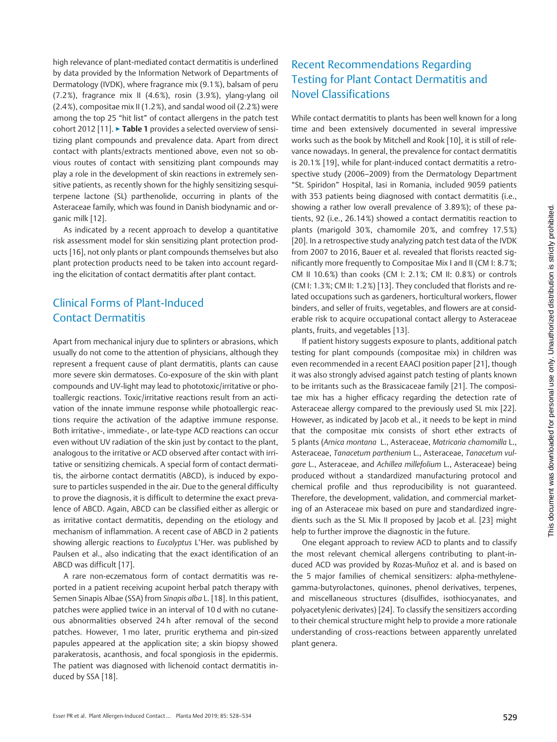high relevance of plant-mediated contact dermatitis is underlined by data provided by the Information Network of Departments of Dermatology (IVDK), where fragrance mix (9.1%), balsam of peru (7.2%), fragrance mix II (4.6%), rosin (3.9%), ylang-ylang oil (2.4%), compositae mix II (1.2%), and sandal wood oil (2.2%) were among the top 25 "hit list" of contact allergens in the patch test cohort 2012 [11]. ▶ **Table 1** provides a selected overview of sensitizing plant compounds and prevalence data. Apart from direct contact with plants/extracts mentioned above, even not so obvious routes of contact with sensitizing plant compounds may play a role in the development of skin reactions in extremely sensitive patients, as recently shown for the highly sensitizing sesquiterpene lactone (SL) parthenolide, occurring in plants of the Asteraceae family, which was found in Danish biodynamic and organic milk [12].

As indicated by a recent approach to develop a quantitative risk assessment model for skin sensitizing plant protection products [16], not only plants or plant compounds themselves but also plant protection products need to be taken into account regarding the elicitation of contact dermatitis after plant contact.

## Clinical Forms of Plant-Induced Contact Dermatitis

Apart from mechanical injury due to splinters or abrasions, which usually do not come to the attention of physicians, although they represent a frequent cause of plant dermatitis, plants can cause more severe skin dermatoses. Co-exposure of the skin with plant compounds and UV-light may lead to phototoxic/irritative or photoallergic reactions. Toxic/irritative reactions result from an activation of the innate immune response while photoallergic reactions require the activation of the adaptive immune response. Both irritative-, immediate-, or late-type ACD reactions can occur even without UV radiation of the skin just by contact to the plant, analogous to the irritative or ACD observed after contact with irritative or sensitizing chemicals. A special form of contact dermatitis, the airborne contact dermatitis (ABCD), is induced by exposure to particles suspended in the air. Due to the general difficulty to prove the diagnosis, it is difficult to determine the exact prevalence of ABCD. Again, ABCD can be classified either as allergic or as irritative contact dermatitis, depending on the etiology and mechanism of inflammation. A recent case of ABCD in 2 patients showing allergic reactions to *Eucalyptus* L'Her. was published by Paulsen et al., also indicating that the exact identification of an ABCD was difficult [17].

A rare non-eczematous form of contact dermatitis was reported in a patient receiving acupoint herbal patch therapy with Semen Sinapis Albae (SSA) from *Sinapis alba* L. [18]. In this patient, patches were applied twice in an interval of 10 d with no cutaneous abnormalities observed 24 h after removal of the second patches. However, 1 mo later, pruritic erythema and pin-sized papules appeared at the application site; a skin biopsy showed parakeratosis, acanthosis, and focal spongiosis in the epidermis. The patient was diagnosed with lichenoid contact dermatitis induced by SSA [18].

## Recent Recommendations Regarding Testing for Plant Contact Dermatitis and Novel Classifications

While contact dermatitis to plants has been well known for a long time and been extensively documented in several impressive works such as the book by Mitchell and Rook [10], it is still of relevance nowadays. In general, the prevalence for contact dermatitis is 20.1% [19], while for plant-induced contact dermatitis a retrospective study (2006–2009) from the Dermatology Department "St. Spiridon" Hospital, Iasi in Romania, included 9059 patients with 353 patients being diagnosed with contact dermatitis (i.e., showing a rather low overall prevalence of 3.89%); of these patients, 92 (i.e., 26.14%) showed a contact dermatitis reaction to plants (marigold 30%, chamomile 20%, and comfrey 17.5%) [20]. In a retrospective study analyzing patch test data of the IVDK from 2007 to 2016, Bauer et al. revealed that florists reacted significantly more frequently to Compositae Mix I and II (CM I: 8.7%; CM II 10.6%) than cooks (CM I: 2.1%; CM II: 0.8%) or controls (CM I: 1.3%; CM II: 1.2%) [13]. They concluded that florists and related occupations such as gardeners, horticultural workers, flower binders, and seller of fruits, vegetables, and flowers are at considerable risk to acquire occupational contact allergy to Asteraceae plants, fruits, and vegetables [13].

If patient history suggests exposure to plants, additional patch testing for plant compounds (compositae mix) in children was even recommended in a recent EAACI position paper [21], though it was also strongly advised against patch testing of plants known to be irritants such as the Brassicaceae family [21]. The compositae mix has a higher efficacy regarding the detection rate of Asteraceae allergy compared to the previously used SL mix [22]. However, as indicated by Jacob et al., it needs to be kept in mind that the compositae mix consists of short ether extracts of 5 plants (*Arnica montana* L., Asteraceae, *Matricaria chamomilla* L., Asteraceae, *Tanacetum parthenium* L., Asteraceae, *Tanacetum vulgare* L., Asteraceae, and *Achillea millefolium* L., Asteraceae) being produced without a standardized manufacturing protocol and chemical profile and thus reproducibility is not guaranteed. Therefore, the development, validation, and commercial marketing of an Asteraceae mix based on pure and standardized ingredients such as the SL Mix II proposed by Jacob et al. [23] might help to further improve the diagnostic in the future.

One elegant approach to review ACD to plants and to classify the most relevant chemical allergens contributing to plant-induced ACD was provided by Rozas-Muñoz et al. and is based on the 5 major families of chemical sensitizers: alpha-methylene-gamma-butyrolactones, quinones, phenol derivatives, terpenes, and miscellaneous structures (disulfides, isothiocyanates, and polyacetylenic derivates) [24]. To classify the sensitizers according to their chemical structure might help to provide a more rationale understanding of cross-reactions between apparently unrelated plant genera.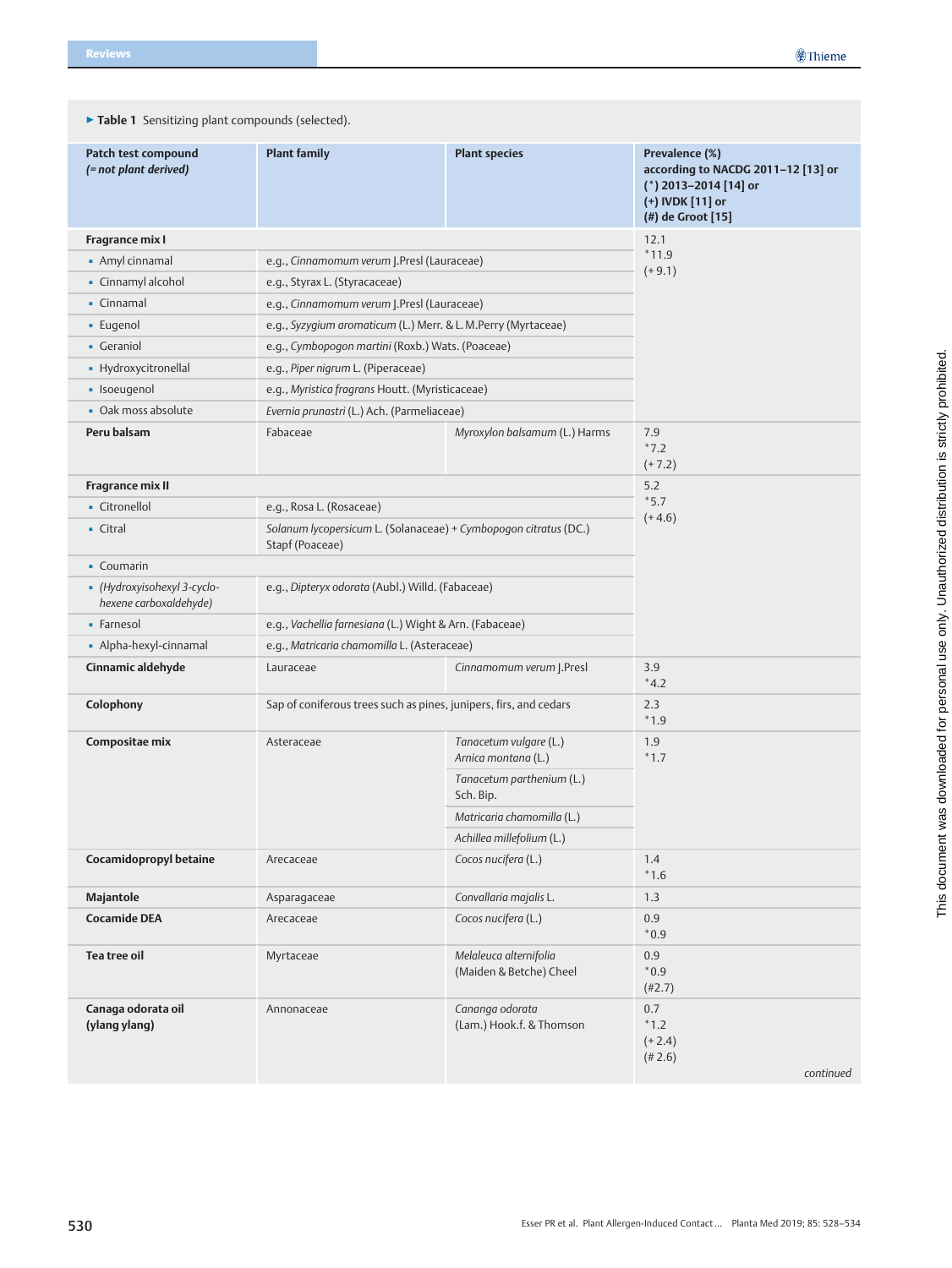▸ **Table 1** Sensitizing plant compounds (selected).

| Patch test compound (*= not plant derived*) | Plant family | Plant species | Prevalence (%) according to NACDG 2011–12 [13] or (*) 2013–2014 [14] or (+) IVDK [11] or (#) de Groot [15] |
|---|---|---|---|
| **Fragrance mix I** | | | 12.1 *11.9 (+ 9.1) |
| ▪ Amyl cinnamal | e.g., *Cinnamomum verum* J.Presl (Lauraceae) | | |
| ▪ Cinnamyl alcohol | e.g., Styrax L. (Styracaceae) | | |
| ▪ Cinnamal | e.g., *Cinnamomum verum* J.Presl (Lauraceae) | | |
| ▪ Eugenol | e.g., *Syzygium aromaticum* (L.) Merr. & L. M.Perry (Myrtaceae) | | |
| ▪ Geraniol | e.g., *Cymbopogon martini* (Roxb.) Wats. (Poaceae) | | |
| ▪ Hydroxycitronellal | e.g., *Piper nigrum* L. (Piperaceae) | | |
| ▪ Isoeugenol | e.g., *Myristica fragrans* Houtt. (Myristicaceae) | | |
| ▪ Oak moss absolute | *Evernia prunastri* (L.) Ach. (Parmeliaceae) | | |
| **Peru balsam** | Fabaceae | *Myroxylon balsamum* (L.) Harms | 7.9 *7.2 (+ 7.2) |
| **Fragrance mix II** | | | 5.2 *5.7 (+ 4.6) |
| ▪ Citronellol | e.g., Rosa L. (Rosaceae) | | |
| ▪ Citral | *Solanum lycopersicum* L. (Solanaceae) + *Cymbopogon citratus* (DC.) Stapf (Poaceae) | | |
| ▪ Coumarin | | | |
| ▪ *(Hydroxyisohexyl 3-cyclo-hexene carboxaldehyde)* | e.g., *Dipteryx odorata* (Aubl.) Willd. (Fabaceae) | | |
| ▪ Farnesol | e.g., *Vachellia farnesiana* (L.) Wight & Arn. (Fabaceae) | | |
| ▪ Alpha-hexyl-cinnamal | e.g., *Matricaria chamomilla* L. (Asteraceae) | | |
| **Cinnamic aldehyde** | Lauraceae | *Cinnamomum verum* J.Presl | 3.9 *4.2 |
| **Colophony** | Sap of coniferous trees such as pines, junipers, firs, and cedars | | 2.3 *1.9 |
| **Compositae mix** | Asteraceae | *Tanacetum vulgare* (L.) *Arnica montana* (L.) | 1.9 *1.7 |
| | | *Tanacetum parthenium* (L.) Sch. Bip. | |
| | | *Matricaria chamomilla* (L.) | |
| | | *Achillea millefolium* (L.) | |
| **Cocamidopropyl betaine** | Arecaceae | *Cocos nucifera* (L.) | 1.4 *1.6 |
| **Majantole** | Asparagaceae | *Convallaria majalis* L. | 1.3 |
| **Cocamide DEA** | Arecaceae | *Cocos nucifera* (L.) | 0.9 *0.9 |
| **Tea tree oil** | Myrtaceae | *Melaleuca alternifolia* (Maiden & Betche) Cheel | 0.9 *0.9 (#2.7) |
| **Canaga odorata oil (ylang ylang)** | Annonaceae | *Cananga odorata* (Lam.) Hook.f. & Thomson | 0.7 *1.2 (+ 2.4) (# 2.6) |

*continued*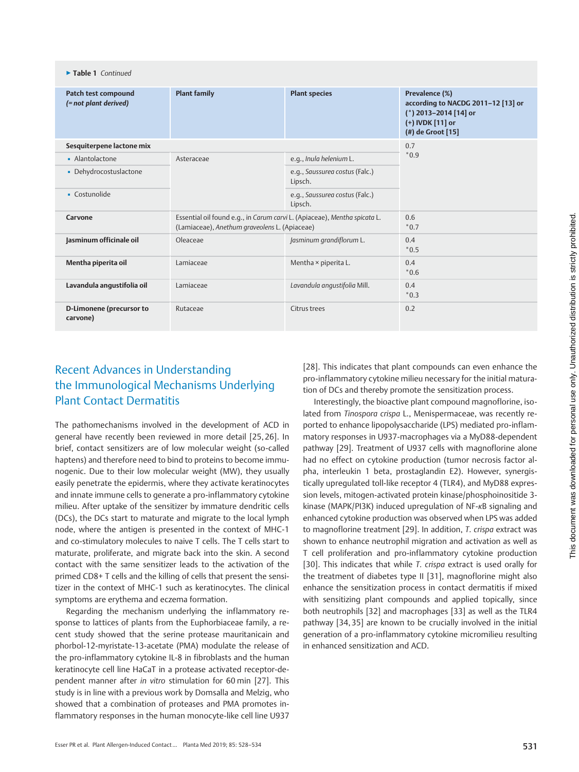► **Table 1** *Continued*

| Patch test compound *(= not plant derived)* | Plant family | Plant species | Prevalence (%) according to NACDG 2011–12 [13] or (*) 2013–2014 [14] or (+) IVDK [11] or (#) de Groot [15] |
|---|---|---|---|
| **Sesquiterpene lactone mix** | | | 0.7 *0.9 |
| ▪ Alantolactone | Asteraceae | e.g., *Inula helenium* L. | |
| ▪ Dehydrocostuslactone | | e.g., *Saussurea costus* (Falc.) Lipsch. | |
| ▪ Costunolide | | e.g., *Saussurea costus* (Falc.) Lipsch. | |
| **Carvone** | Essential oil found e.g., in *Carum carvi* L. (Apiaceae), *Mentha spicata* L. (Lamiaceae), *Anethum graveolens* L. (Apiaceae) | | 0.6 *0.7 |
| **Jasminum officinale oil** | Oleaceae | *Jasminum grandiflorum* L. | 0.4 *0.5 |
| **Mentha piperita oil** | Lamiaceae | Mentha × piperita L. | 0.4 *0.6 |
| **Lavandula angustifolia oil** | Lamiaceae | *Lavandula angustifolia* Mill. | 0.4 *0.3 |
| **D-Limonene (precursor to carvone)** | Rutaceae | Citrus trees | 0.2 |

## Recent Advances in Understanding the Immunological Mechanisms Underlying Plant Contact Dermatitis

The pathomechanisms involved in the development of ACD in general have recently been reviewed in more detail [25, 26]. In brief, contact sensitizers are of low molecular weight (so-called haptens) and therefore need to bind to proteins to become immunogenic. Due to their low molecular weight (MW), they usually easily penetrate the epidermis, where they activate keratinocytes and innate immune cells to generate a pro-inflammatory cytokine milieu. After uptake of the sensitizer by immature dendritic cells (DCs), the DCs start to maturate and migrate to the local lymph node, where the antigen is presented in the context of MHC-1 and co-stimulatory molecules to naive T cells. The T cells start to maturate, proliferate, and migrate back into the skin. A second contact with the same sensitizer leads to the activation of the primed CD8+ T cells and the killing of cells that present the sensitizer in the context of MHC-1 such as keratinocytes. The clinical symptoms are erythema and eczema formation.

Regarding the mechanism underlying the inflammatory response to lattices of plants from the Euphorbiaceae family, a recent study showed that the serine protease mauritanicain and phorbol-12-myristate-13-acetate (PMA) modulate the release of the pro-inflammatory cytokine IL-8 in fibroblasts and the human keratinocyte cell line HaCaT in a protease activated receptor-dependent manner after *in vitro* stimulation for 60 min [27]. This study is in line with a previous work by Domsalla and Melzig, who showed that a combination of proteases and PMA promotes inflammatory responses in the human monocyte-like cell line U937 [28]. This indicates that plant compounds can even enhance the pro-inflammatory cytokine milieu necessary for the initial maturation of DCs and thereby promote the sensitization process.

Interestingly, the bioactive plant compound magnoflorine, isolated from *Tinospora crispa* L., Menispermaceae, was recently reported to enhance lipopolysaccharide (LPS) mediated pro-inflammatory responses in U937-macrophages via a MyD88-dependent pathway [29]. Treatment of U937 cells with magnoflorine alone had no effect on cytokine production (tumor necrosis factor alpha, interleukin 1 beta, prostaglandin E2). However, synergistically upregulated toll-like receptor 4 (TLR4), and MyD88 expression levels, mitogen-activated protein kinase/phosphoinositide 3-kinase (MAPK/PI3K) induced upregulation of NF-κB signaling and enhanced cytokine production was observed when LPS was added to magnoflorine treatment [29]. In addition, *T. crispa* extract was shown to enhance neutrophil migration and activation as well as T cell proliferation and pro-inflammatory cytokine production [30]. This indicates that while *T. crispa* extract is used orally for the treatment of diabetes type II [31], magnoflorine might also enhance the sensitization process in contact dermatitis if mixed with sensitizing plant compounds and applied topically, since both neutrophils [32] and macrophages [33] as well as the TLR4 pathway [34, 35] are known to be crucially involved in the initial generation of a pro-inflammatory cytokine micromilieu resulting in enhanced sensitization and ACD.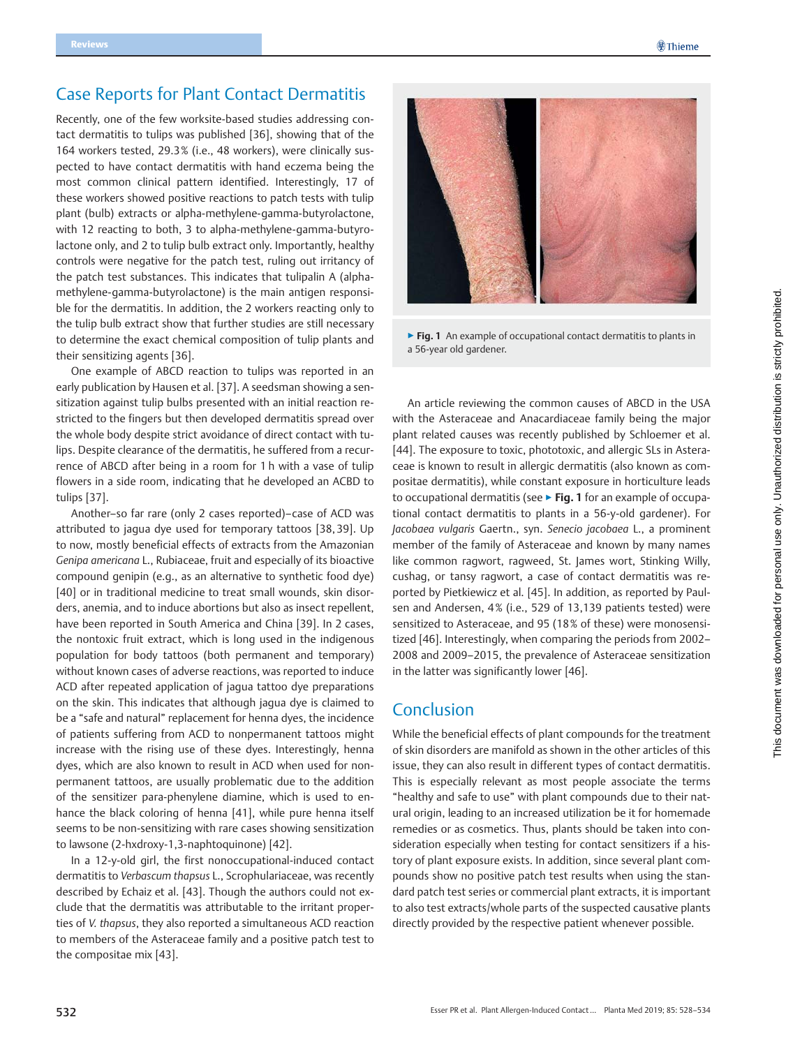## Case Reports for Plant Contact Dermatitis

Recently, one of the few worksite-based studies addressing contact dermatitis to tulips was published [36], showing that of the 164 workers tested, 29.3% (i.e., 48 workers), were clinically suspected to have contact dermatitis with hand eczema being the most common clinical pattern identified. Interestingly, 17 of these workers showed positive reactions to patch tests with tulip plant (bulb) extracts or alpha-methylene-gamma-butyrolactone, with 12 reacting to both, 3 to alpha-methylene-gamma-butyrolactone only, and 2 to tulip bulb extract only. Importantly, healthy controls were negative for the patch test, ruling out irritancy of the patch test substances. This indicates that tulipalin A (alpha-methylene-gamma-butyrolactone) is the main antigen responsible for the dermatitis. In addition, the 2 workers reacting only to the tulip bulb extract show that further studies are still necessary to determine the exact chemical composition of tulip plants and their sensitizing agents [36].

One example of ABCD reaction to tulips was reported in an early publication by Hausen et al. [37]. A seedsman showing a sensitization against tulip bulbs presented with an initial reaction restricted to the fingers but then developed dermatitis spread over the whole body despite strict avoidance of direct contact with tulips. Despite clearance of the dermatitis, he suffered from a recurrence of ABCD after being in a room for 1 h with a vase of tulip flowers in a side room, indicating that he developed an ACBD to tulips [37].

Another–so far rare (only 2 cases reported)–case of ACD was attributed to jagua dye used for temporary tattoos [38, 39]. Up to now, mostly beneficial effects of extracts from the Amazonian *Genipa americana* L., Rubiaceae, fruit and especially of its bioactive compound genipin (e.g., as an alternative to synthetic food dye) [40] or in traditional medicine to treat small wounds, skin disorders, anemia, and to induce abortions but also as insect repellent, have been reported in South America and China [39]. In 2 cases, the nontoxic fruit extract, which is long used in the indigenous population for body tattoos (both permanent and temporary) without known cases of adverse reactions, was reported to induce ACD after repeated application of jagua tattoo dye preparations on the skin. This indicates that although jagua dye is claimed to be a "safe and natural" replacement for henna dyes, the incidence of patients suffering from ACD to nonpermanent tattoos might increase with the rising use of these dyes. Interestingly, henna dyes, which are also known to result in ACD when used for nonpermanent tattoos, are usually problematic due to the addition of the sensitizer para-phenylene diamine, which is used to enhance the black coloring of henna [41], while pure henna itself seems to be non-sensitizing with rare cases showing sensitization to lawsone (2-hxdroxy-1,3-naphtoquinone) [42].

In a 12-y-old girl, the first nonoccupational-induced contact dermatitis to *Verbascum thapsus* L., Scrophulariaceae, was recently described by Echaiz et al. [43]. Though the authors could not exclude that the dermatitis was attributable to the irritant properties of *V. thapsus*, they also reported a simultaneous ACD reaction to members of the Asteraceae family and a positive patch test to the compositae mix [43].

▶ **Fig. 1** An example of occupational contact dermatitis to plants in a 56-year old gardener.

An article reviewing the common causes of ABCD in the USA with the Asteraceae and Anacardiaceae family being the major plant related causes was recently published by Schloemer et al. [44]. The exposure to toxic, phototoxic, and allergic SLs in Asteraceae is known to result in allergic dermatitis (also known as compositae dermatitis), while constant exposure in horticulture leads to occupational dermatitis (see ▶ **Fig. 1** for an example of occupational contact dermatitis to plants in a 56-y-old gardener). For *Jacobaea vulgaris* Gaertn., syn. *Senecio jacobaea* L., a prominent member of the family of Asteraceae and known by many names like common ragwort, ragweed, St. James wort, Stinking Willy, cushag, or tansy ragwort, a case of contact dermatitis was reported by Pietkiewicz et al. [45]. In addition, as reported by Paulsen and Andersen, 4% (i.e., 529 of 13,139 patients tested) were sensitized to Asteraceae, and 95 (18% of these) were monosensitized [46]. Interestingly, when comparing the periods from 2002–2008 and 2009–2015, the prevalence of Asteraceae sensitization in the latter was significantly lower [46].

## Conclusion

While the beneficial effects of plant compounds for the treatment of skin disorders are manifold as shown in the other articles of this issue, they can also result in different types of contact dermatitis. This is especially relevant as most people associate the terms "healthy and safe to use" with plant compounds due to their natural origin, leading to an increased utilization be it for homemade remedies or as cosmetics. Thus, plants should be taken into consideration especially when testing for contact sensitizers if a history of plant exposure exists. In addition, since several plant compounds show no positive patch test results when using the standard patch test series or commercial plant extracts, it is important to also test extracts/whole parts of the suspected causative plants directly provided by the respective patient whenever possible.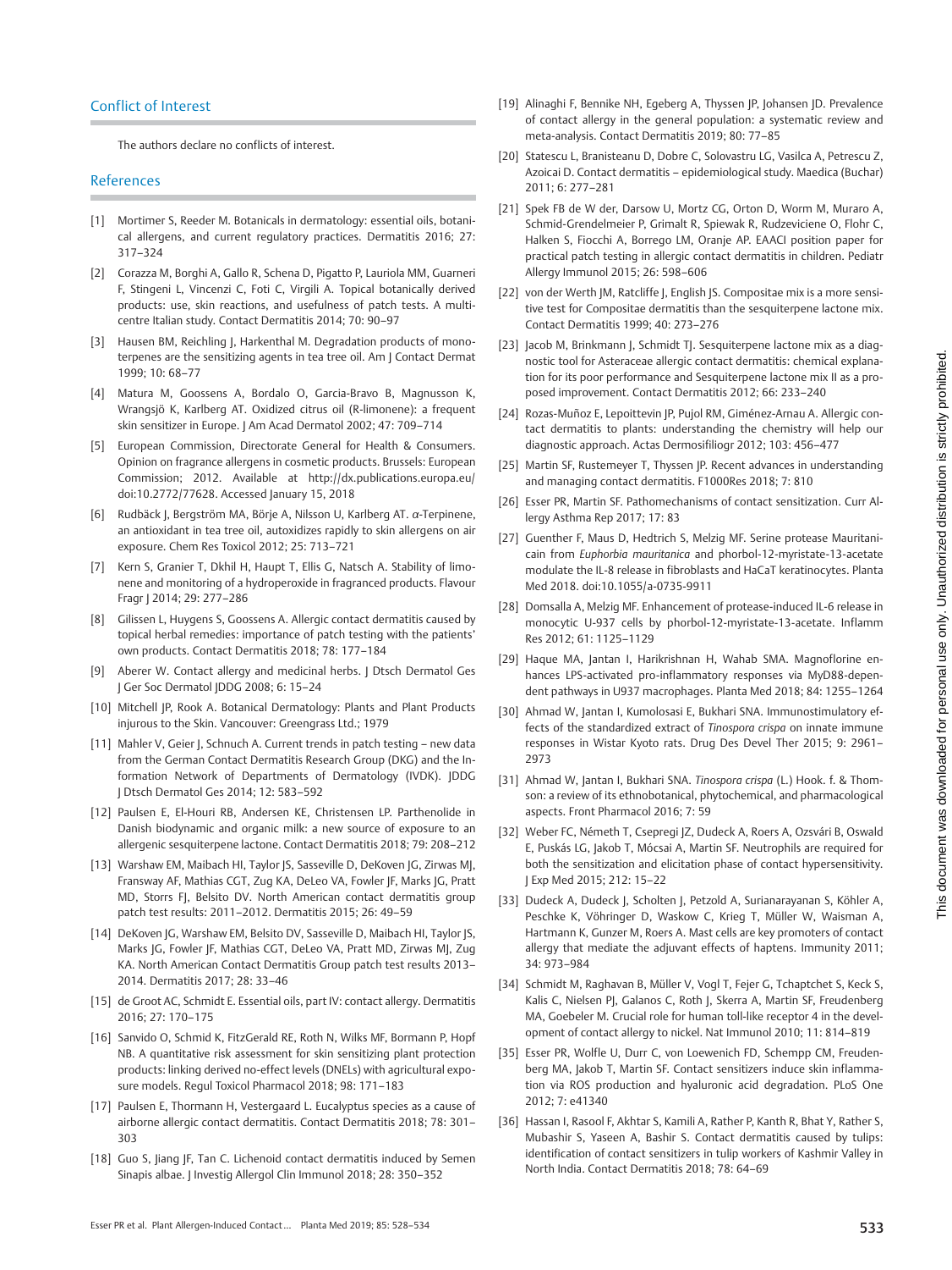## Conflict of Interest

The authors declare no conflicts of interest.

## References

[1] Mortimer S, Reeder M. Botanicals in dermatology: essential oils, botanical allergens, and current regulatory practices. Dermatitis 2016; 27: 317–324

[2] Corazza M, Borghi A, Gallo R, Schena D, Pigatto P, Lauriola MM, Guarneri F, Stingeni L, Vincenzi C, Foti C, Virgili A. Topical botanically derived products: use, skin reactions, and usefulness of patch tests. A multicentre Italian study. Contact Dermatitis 2014; 70: 90–97

[3] Hausen BM, Reichling J, Harkenthal M. Degradation products of monoterpenes are the sensitizing agents in tea tree oil. Am J Contact Dermat 1999; 10: 68–77

[4] Matura M, Goossens A, Bordalo O, Garcia-Bravo B, Magnusson K, Wrangsjö K, Karlberg AT. Oxidized citrus oil (R-limonene): a frequent skin sensitizer in Europe. J Am Acad Dermatol 2002; 47: 709–714

[5] European Commission, Directorate General for Health & Consumers. Opinion on fragrance allergens in cosmetic products. Brussels: European Commission; 2012. Available at http://dx.publications.europa.eu/doi:10.2772/77628. Accessed January 15, 2018

[6] Rudbäck J, Bergström MA, Börje A, Nilsson U, Karlberg AT. α-Terpinene, an antioxidant in tea tree oil, autoxidizes rapidly to skin allergens on air exposure. Chem Res Toxicol 2012; 25: 713–721

[7] Kern S, Granier T, Dkhil H, Haupt T, Ellis G, Natsch A. Stability of limonene and monitoring of a hydroperoxide in fragranced products. Flavour Fragr J 2014; 29: 277–286

[8] Gilissen L, Huygens S, Goossens A. Allergic contact dermatitis caused by topical herbal remedies: importance of patch testing with the patients' own products. Contact Dermatitis 2018; 78: 177–184

[9] Aberer W. Contact allergy and medicinal herbs. J Dtsch Dermatol Ges J Ger Soc Dermatol JDDG 2008; 6: 15–24

[10] Mitchell JP, Rook A. Botanical Dermatology: Plants and Plant Products injurous to the Skin. Vancouver: Greengrass Ltd.; 1979

[11] Mahler V, Geier J, Schnuch A. Current trends in patch testing – new data from the German Contact Dermatitis Research Group (DKG) and the Information Network of Departments of Dermatology (IVDK). JDDG J Dtsch Dermatol Ges 2014; 12: 583–592

[12] Paulsen E, El-Houri RB, Andersen KE, Christensen LP. Parthenolide in Danish biodynamic and organic milk: a new source of exposure to an allergenic sesquiterpene lactone. Contact Dermatitis 2018; 79: 208–212

[13] Warshaw EM, Maibach HI, Taylor JS, Sasseville D, DeKoven JG, Zirwas MJ, Fransway AF, Mathias CGT, Zug KA, DeLeo VA, Fowler JF, Marks JG, Pratt MD, Storrs FJ, Belsito DV. North American contact dermatitis group patch test results: 2011–2012. Dermatitis 2015; 26: 49–59

[14] DeKoven JG, Warshaw EM, Belsito DV, Sasseville D, Maibach HI, Taylor JS, Marks JG, Fowler JF, Mathias CGT, DeLeo VA, Pratt MD, Zirwas MJ, Zug KA. North American Contact Dermatitis Group patch test results 2013–2014. Dermatitis 2017; 28: 33–46

[15] de Groot AC, Schmidt E. Essential oils, part IV: contact allergy. Dermatitis 2016; 27: 170–175

[16] Sanvido O, Schmid K, FitzGerald RE, Roth N, Wilks MF, Bormann P, Hopf NB. A quantitative risk assessment for skin sensitizing plant protection products: linking derived no-effect levels (DNELs) with agricultural exposure models. Regul Toxicol Pharmacol 2018; 98: 171–183

[17] Paulsen E, Thormann H, Vestergaard L. Eucalyptus species as a cause of airborne allergic contact dermatitis. Contact Dermatitis 2018; 78: 301–303

[18] Guo S, Jiang JF, Tan C. Lichenoid contact dermatitis induced by Semen Sinapis albae. J Investig Allergol Clin Immunol 2018; 28: 350–352

[19] Alinaghi F, Bennike NH, Egeberg A, Thyssen JP, Johansen JD. Prevalence of contact allergy in the general population: a systematic review and meta-analysis. Contact Dermatitis 2019; 80: 77–85

[20] Statescu L, Branisteanu D, Dobre C, Solovastru LG, Vasilca A, Petrescu Z, Azoicai D. Contact dermatitis – epidemiological study. Maedica (Buchar) 2011; 6: 277–281

[21] Spek FB de W der, Darsow U, Mortz CG, Orton D, Worm M, Muraro A, Schmid-Grendelmeier P, Grimalt R, Spiewak R, Rudzeviciene O, Flohr C, Halken S, Fiocchi A, Borrego LM, Oranje AP. EAACI position paper for practical patch testing in allergic contact dermatitis in children. Pediatr Allergy Immunol 2015; 26: 598–606

[22] von der Werth JM, Ratcliffe J, English JS. Compositae mix is a more sensitive test for Compositae dermatitis than the sesquiterpene lactone mix. Contact Dermatitis 1999; 40: 273–276

[23] Jacob M, Brinkmann J, Schmidt TJ. Sesquiterpene lactone mix as a diagnostic tool for Asteraceae allergic contact dermatitis: chemical explanation for its poor performance and Sesquiterpene lactone mix II as a proposed improvement. Contact Dermatitis 2012; 66: 233–240

[24] Rozas-Muñoz E, Lepoittevin JP, Pujol RM, Giménez-Arnau A. Allergic contact dermatitis to plants: understanding the chemistry will help our diagnostic approach. Actas Dermosifiliogr 2012; 103: 456–477

[25] Martin SF, Rustemeyer T, Thyssen JP. Recent advances in understanding and managing contact dermatitis. F1000Res 2018; 7: 810

[26] Esser PR, Martin SF. Pathomechanisms of contact sensitization. Curr Allergy Asthma Rep 2017; 17: 83

[27] Guenther F, Maus D, Hedtrich S, Melzig MF. Serine protease Mauritanicain from *Euphorbia mauritanica* and phorbol-12-myristate-13-acetate modulate the IL-8 release in fibroblasts and HaCaT keratinocytes. Planta Med 2018. doi:10.1055/a-0735-9911

[28] Domsalla A, Melzig MF. Enhancement of protease-induced IL-6 release in monocytic U-937 cells by phorbol-12-myristate-13-acetate. Inflamm Res 2012; 61: 1125–1129

[29] Haque MA, Jantan I, Harikrishnan H, Wahab SMA. Magnoflorine enhances LPS-activated pro-inflammatory responses via MyD88-dependent pathways in U937 macrophages. Planta Med 2018; 84: 1255–1264

[30] Ahmad W, Jantan I, Kumolosasi E, Bukhari SNA. Immunostimulatory effects of the standardized extract of *Tinospora crispa* on innate immune responses in Wistar Kyoto rats. Drug Des Devel Ther 2015; 9: 2961–2973

[31] Ahmad W, Jantan I, Bukhari SNA. *Tinospora crispa* (L.) Hook. f. & Thomson: a review of its ethnobotanical, phytochemical, and pharmacological aspects. Front Pharmacol 2016; 7: 59

[32] Weber FC, Németh T, Csepregi JZ, Dudeck A, Roers A, Ozsvári B, Oswald E, Puskás LG, Jakob T, Mócsai A, Martin SF. Neutrophils are required for both the sensitization and elicitation phase of contact hypersensitivity. J Exp Med 2015; 212: 15–22

[33] Dudeck A, Dudeck J, Scholten J, Petzold A, Surianarayanan S, Köhler A, Peschke K, Vöhringer D, Waskow C, Krieg T, Müller W, Waisman A, Hartmann K, Gunzer M, Roers A. Mast cells are key promoters of contact allergy that mediate the adjuvant effects of haptens. Immunity 2011; 34: 973–984

[34] Schmidt M, Raghavan B, Müller V, Vogl T, Fejer G, Tchaptchet S, Keck S, Kalis C, Nielsen PJ, Galanos C, Roth J, Skerra A, Martin SF, Freudenberg MA, Goebeler M. Crucial role for human toll-like receptor 4 in the development of contact allergy to nickel. Nat Immunol 2010; 11: 814–819

[35] Esser PR, Wolfle U, Durr C, von Loewenich FD, Schempp CM, Freudenberg MA, Jakob T, Martin SF. Contact sensitizers induce skin inflammation via ROS production and hyaluronic acid degradation. PLoS One 2012; 7: e41340

[36] Hassan I, Rasool F, Akhtar S, Kamili A, Rather P, Kanth R, Bhat Y, Rather S, Mubashir S, Yaseen A, Bashir S. Contact dermatitis caused by tulips: identification of contact sensitizers in tulip workers of Kashmir Valley in North India. Contact Dermatitis 2018; 78: 64–69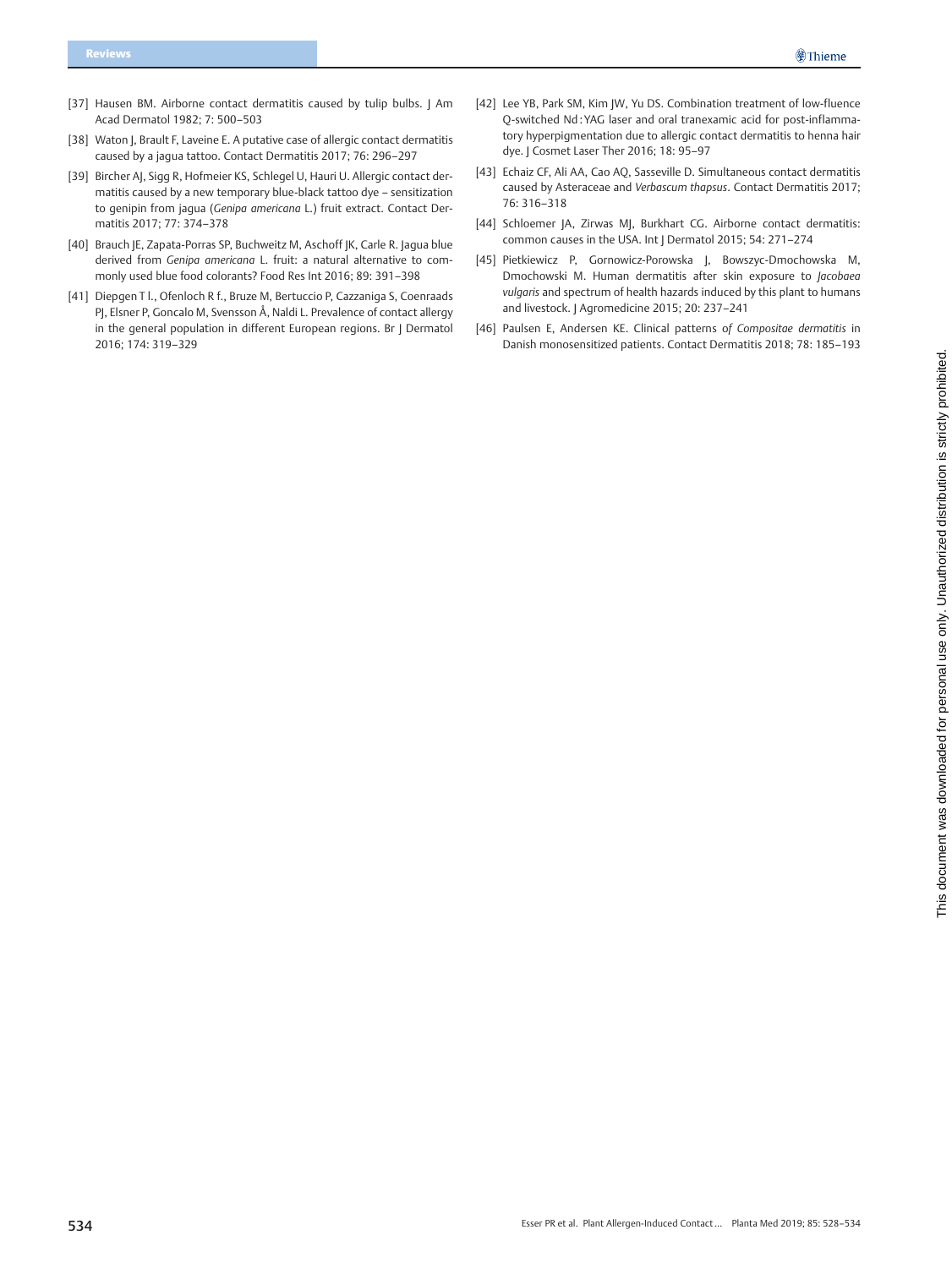[37] Hausen BM. Airborne contact dermatitis caused by tulip bulbs. J Am Acad Dermatol 1982; 7: 500–503

[38] Waton J, Brault F, Laveine E. A putative case of allergic contact dermatitis caused by a jagua tattoo. Contact Dermatitis 2017; 76: 296–297

[39] Bircher AJ, Sigg R, Hofmeier KS, Schlegel U, Hauri U. Allergic contact dermatitis caused by a new temporary blue-black tattoo dye – sensitization to genipin from jagua (*Genipa americana* L.) fruit extract. Contact Dermatitis 2017; 77: 374–378

[40] Brauch JE, Zapata-Porras SP, Buchweitz M, Aschoff JK, Carle R. Jagua blue derived from *Genipa americana* L. fruit: a natural alternative to commonly used blue food colorants? Food Res Int 2016; 89: 391–398

[41] Diepgen T l., Ofenloch R f., Bruze M, Bertuccio P, Cazzaniga S, Coenraads PJ, Elsner P, Goncalo M, Svensson Å, Naldi L. Prevalence of contact allergy in the general population in different European regions. Br J Dermatol 2016; 174: 319–329

[42] Lee YB, Park SM, Kim JW, Yu DS. Combination treatment of low-fluence Q-switched Nd : YAG laser and oral tranexamic acid for post-inflammatory hyperpigmentation due to allergic contact dermatitis to henna hair dye. J Cosmet Laser Ther 2016; 18: 95–97

[43] Echaiz CF, Ali AA, Cao AQ, Sasseville D. Simultaneous contact dermatitis caused by Asteraceae and *Verbascum thapsus*. Contact Dermatitis 2017; 76: 316–318

[44] Schloemer JA, Zirwas MJ, Burkhart CG. Airborne contact dermatitis: common causes in the USA. Int J Dermatol 2015; 54: 271–274

[45] Pietkiewicz P, Gornowicz-Porowska J, Bowszyc-Dmochowska M, Dmochowski M. Human dermatitis after skin exposure to *Jacobaea vulgaris* and spectrum of health hazards induced by this plant to humans and livestock. J Agromedicine 2015; 20: 237–241

[46] Paulsen E, Andersen KE. Clinical patterns *of Compositae dermatitis* in Danish monosensitized patients. Contact Dermatitis 2018; 78: 185–193